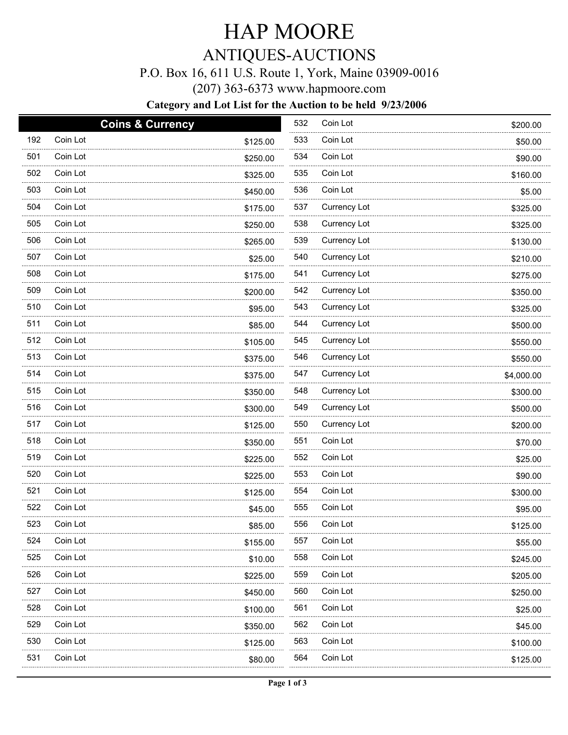# HAP MOORE

## ANTIQUES-AUCTIONS

P.O. Box 16, 611 U.S. Route 1, York, Maine 03909-0016

(207) 363-6373 www.hapmoore.com

**Category and Lot List for the Auction to be held 9/23/2006**

### Coins & Currency

| Lot | Description | Price |
|---|---|---|
| 192 | Coin Lot | $125.00 |
| 501 | Coin Lot | $250.00 |
| 502 | Coin Lot | $325.00 |
| 503 | Coin Lot | $450.00 |
| 504 | Coin Lot | $175.00 |
| 505 | Coin Lot | $250.00 |
| 506 | Coin Lot | $265.00 |
| 507 | Coin Lot | $25.00 |
| 508 | Coin Lot | $175.00 |
| 509 | Coin Lot | $200.00 |
| 510 | Coin Lot | $95.00 |
| 511 | Coin Lot | $85.00 |
| 512 | Coin Lot | $105.00 |
| 513 | Coin Lot | $375.00 |
| 514 | Coin Lot | $375.00 |
| 515 | Coin Lot | $350.00 |
| 516 | Coin Lot | $300.00 |
| 517 | Coin Lot | $125.00 |
| 518 | Coin Lot | $350.00 |
| 519 | Coin Lot | $225.00 |
| 520 | Coin Lot | $225.00 |
| 521 | Coin Lot | $125.00 |
| 522 | Coin Lot | $45.00 |
| 523 | Coin Lot | $85.00 |
| 524 | Coin Lot | $155.00 |
| 525 | Coin Lot | $10.00 |
| 526 | Coin Lot | $225.00 |
| 527 | Coin Lot | $450.00 |
| 528 | Coin Lot | $100.00 |
| 529 | Coin Lot | $350.00 |
| 530 | Coin Lot | $125.00 |
| 531 | Coin Lot | $80.00 |
| 532 | Coin Lot | $200.00 |
| 533 | Coin Lot | $50.00 |
| 534 | Coin Lot | $90.00 |
| 535 | Coin Lot | $160.00 |
| 536 | Coin Lot | $5.00 |
| 537 | Currency Lot | $325.00 |
| 538 | Currency Lot | $325.00 |
| 539 | Currency Lot | $130.00 |
| 540 | Currency Lot | $210.00 |
| 541 | Currency Lot | $275.00 |
| 542 | Currency Lot | $350.00 |
| 543 | Currency Lot | $325.00 |
| 544 | Currency Lot | $500.00 |
| 545 | Currency Lot | $550.00 |
| 546 | Currency Lot | $550.00 |
| 547 | Currency Lot | $4,000.00 |
| 548 | Currency Lot | $300.00 |
| 549 | Currency Lot | $500.00 |
| 550 | Currency Lot | $200.00 |
| 551 | Coin Lot | $70.00 |
| 552 | Coin Lot | $25.00 |
| 553 | Coin Lot | $90.00 |
| 554 | Coin Lot | $300.00 |
| 555 | Coin Lot | $95.00 |
| 556 | Coin Lot | $125.00 |
| 557 | Coin Lot | $55.00 |
| 558 | Coin Lot | $245.00 |
| 559 | Coin Lot | $205.00 |
| 560 | Coin Lot | $250.00 |
| 561 | Coin Lot | $25.00 |
| 562 | Coin Lot | $45.00 |
| 563 | Coin Lot | $100.00 |
| 564 | Coin Lot | $125.00 |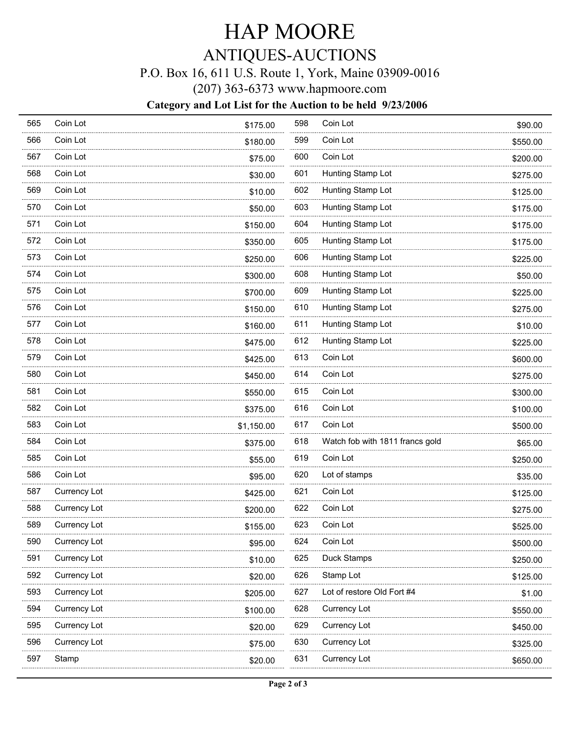# HAP MOORE

## ANTIQUES-AUCTIONS

P.O. Box 16, 611 U.S. Route 1, York, Maine 03909-0016

(207) 363-6373 www.hapmoore.com

**Category and Lot List for the Auction to be held 9/23/2006**

| Lot | Description | Price |
|---|---|---|
| 565 | Coin Lot | $175.00 |
| 566 | Coin Lot | $180.00 |
| 567 | Coin Lot | $75.00 |
| 568 | Coin Lot | $30.00 |
| 569 | Coin Lot | $10.00 |
| 570 | Coin Lot | $50.00 |
| 571 | Coin Lot | $150.00 |
| 572 | Coin Lot | $350.00 |
| 573 | Coin Lot | $250.00 |
| 574 | Coin Lot | $300.00 |
| 575 | Coin Lot | $700.00 |
| 576 | Coin Lot | $150.00 |
| 577 | Coin Lot | $160.00 |
| 578 | Coin Lot | $475.00 |
| 579 | Coin Lot | $425.00 |
| 580 | Coin Lot | $450.00 |
| 581 | Coin Lot | $550.00 |
| 582 | Coin Lot | $375.00 |
| 583 | Coin Lot | $1,150.00 |
| 584 | Coin Lot | $375.00 |
| 585 | Coin Lot | $55.00 |
| 586 | Coin Lot | $95.00 |
| 587 | Currency Lot | $425.00 |
| 588 | Currency Lot | $200.00 |
| 589 | Currency Lot | $155.00 |
| 590 | Currency Lot | $95.00 |
| 591 | Currency Lot | $10.00 |
| 592 | Currency Lot | $20.00 |
| 593 | Currency Lot | $205.00 |
| 594 | Currency Lot | $100.00 |
| 595 | Currency Lot | $20.00 |
| 596 | Currency Lot | $75.00 |
| 597 | Stamp | $20.00 |
| 598 | Coin Lot | $90.00 |
| 599 | Coin Lot | $550.00 |
| 600 | Coin Lot | $200.00 |
| 601 | Hunting Stamp Lot | $275.00 |
| 602 | Hunting Stamp Lot | $125.00 |
| 603 | Hunting Stamp Lot | $175.00 |
| 604 | Hunting Stamp Lot | $175.00 |
| 605 | Hunting Stamp Lot | $175.00 |
| 606 | Hunting Stamp Lot | $225.00 |
| 608 | Hunting Stamp Lot | $50.00 |
| 609 | Hunting Stamp Lot | $225.00 |
| 610 | Hunting Stamp Lot | $275.00 |
| 611 | Hunting Stamp Lot | $10.00 |
| 612 | Hunting Stamp Lot | $225.00 |
| 613 | Coin Lot | $600.00 |
| 614 | Coin Lot | $275.00 |
| 615 | Coin Lot | $300.00 |
| 616 | Coin Lot | $100.00 |
| 617 | Coin Lot | $500.00 |
| 618 | Watch fob with 1811 francs gold | $65.00 |
| 619 | Coin Lot | $250.00 |
| 620 | Lot of stamps | $35.00 |
| 621 | Coin Lot | $125.00 |
| 622 | Coin Lot | $275.00 |
| 623 | Coin Lot | $525.00 |
| 624 | Coin Lot | $500.00 |
| 625 | Duck Stamps | $250.00 |
| 626 | Stamp Lot | $125.00 |
| 627 | Lot of restore Old Fort #4 | $1.00 |
| 628 | Currency Lot | $550.00 |
| 629 | Currency Lot | $450.00 |
| 630 | Currency Lot | $325.00 |
| 631 | Currency Lot | $650.00 |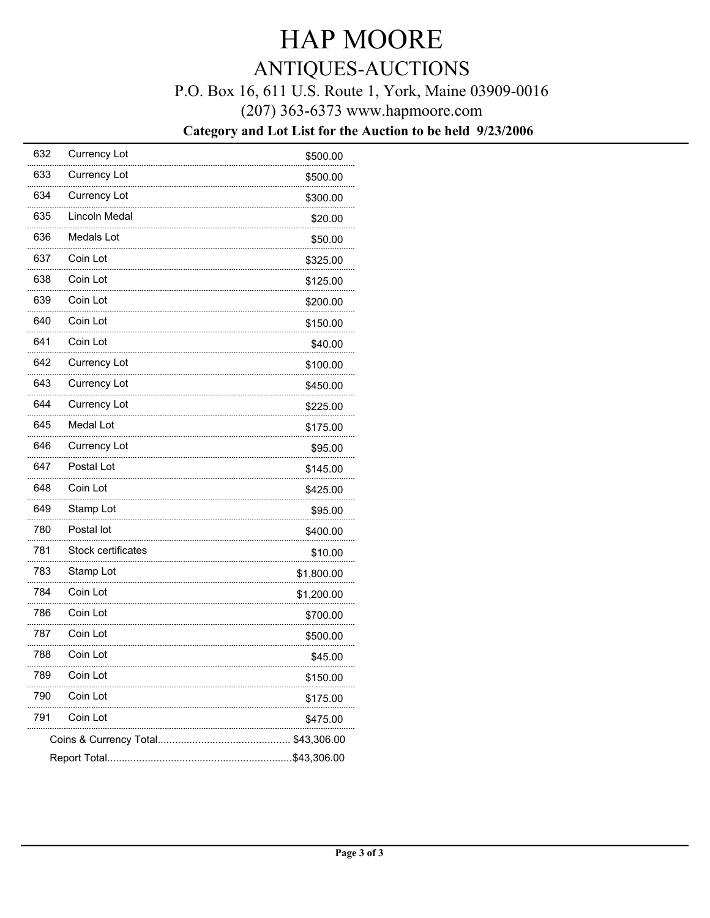# HAP MOORE

## ANTIQUES-AUCTIONS

P.O. Box 16, 611 U.S. Route 1, York, Maine 03909-0016

(207) 363-6373 www.hapmoore.com

**Category and Lot List for the Auction to be held 9/23/2006**

| | | |
|---|---|---|
| 632 | Currency Lot | $500.00 |
| 633 | Currency Lot | $500.00 |
| 634 | Currency Lot | $300.00 |
| 635 | Lincoln Medal | $20.00 |
| 636 | Medals Lot | $50.00 |
| 637 | Coin Lot | $325.00 |
| 638 | Coin Lot | $125.00 |
| 639 | Coin Lot | $200.00 |
| 640 | Coin Lot | $150.00 |
| 641 | Coin Lot | $40.00 |
| 642 | Currency Lot | $100.00 |
| 643 | Currency Lot | $450.00 |
| 644 | Currency Lot | $225.00 |
| 645 | Medal Lot | $175.00 |
| 646 | Currency Lot | $95.00 |
| 647 | Postal Lot | $145.00 |
| 648 | Coin Lot | $425.00 |
| 649 | Stamp Lot | $95.00 |
| 780 | Postal lot | $400.00 |
| 781 | Stock certificates | $10.00 |
| 783 | Stamp Lot | $1,800.00 |
| 784 | Coin Lot | $1,200.00 |
| 786 | Coin Lot | $700.00 |
| 787 | Coin Lot | $500.00 |
| 788 | Coin Lot | $45.00 |
| 789 | Coin Lot | $150.00 |
| 790 | Coin Lot | $175.00 |
| 791 | Coin Lot | $475.00 |

Coins & Currency Total............................................ $43,306.00

Report Total..............................................................$43,306.00